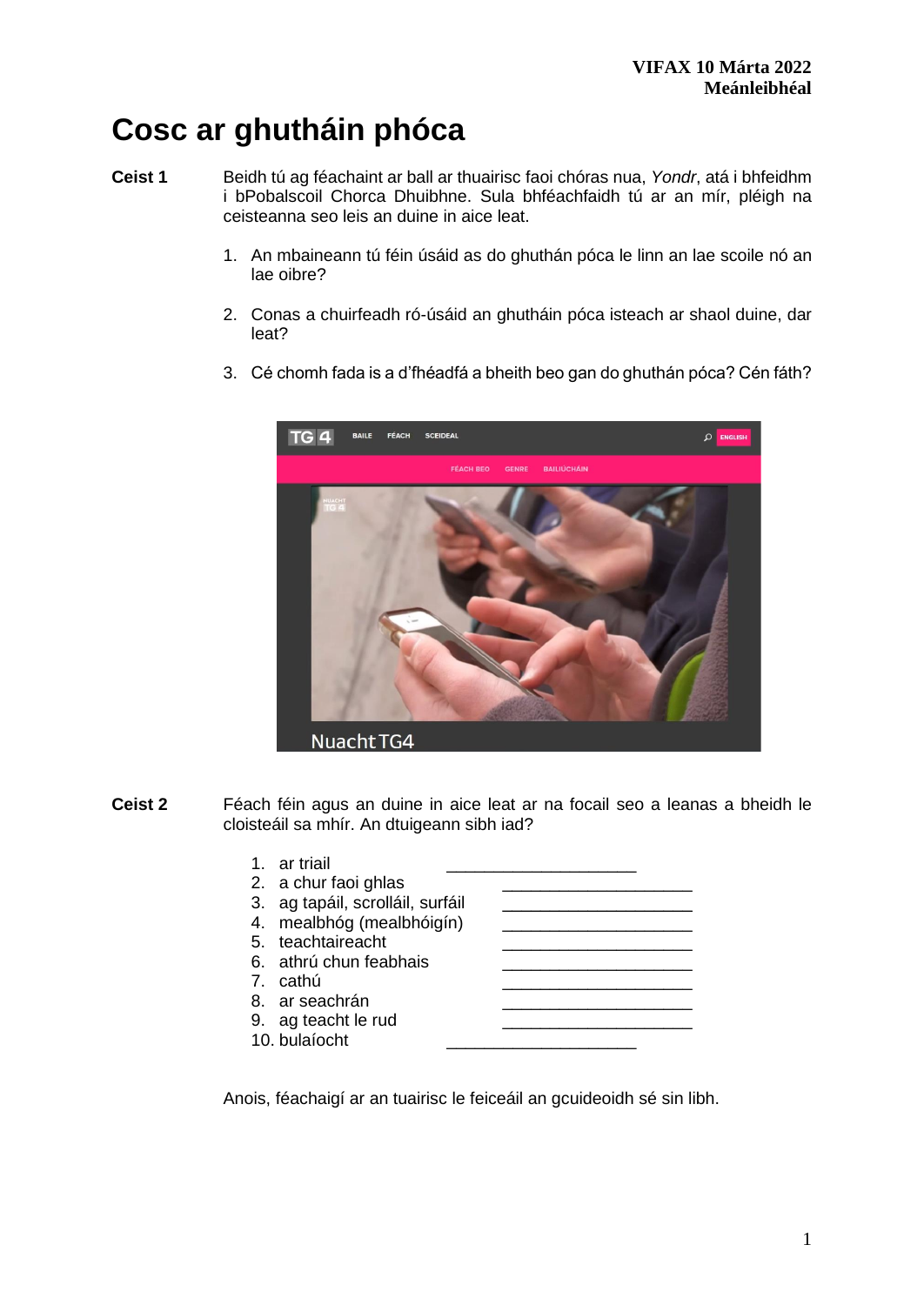**VIFAX 10 Márta 2022**
**Meánleibhéal**

# Cosc ar ghutháin phóca

**Ceist 1** Beidh tú ag féachaint ar ball ar thuairisc faoi chóras nua, *Yondr*, atá i bhfeidhm i bPobalscoil Chorca Dhuibhne. Sula bhféachfaidh tú ar an mír, pléigh na ceisteanna seo leis an duine in aice leat.

1. An mbaineann tú féin úsáid as do ghuthán póca le linn an lae scoile nó an lae oibre?
2. Conas a chuirfeadh ró-úsáid an ghutháin póca isteach ar shaol duine, dar leat?
3. Cé chomh fada is a d'fhéadfá a bheith beo gan do ghuthán póca? Cén fáth?

**Ceist 2** Féach féin agus an duine in aice leat ar na focail seo a leanas a bheidh le cloisteáil sa mhír. An dtuigeann sibh iad?

1. ar triail ____________________
2. a chur faoi ghlas ____________________
3. ag tapáil, scrolláil, surfáil ____________________
4. mealbhóg (mealbhóigín) ____________________
5. teachtaireacht ____________________
6. athrú chun feabhais ____________________
7. cathú ____________________
8. ar seachrán ____________________
9. ag teacht le rud ____________________
10. bulaíocht ____________________

Anois, féachaigí ar an tuairisc le feiceáil an gcuideoidh sé sin libh.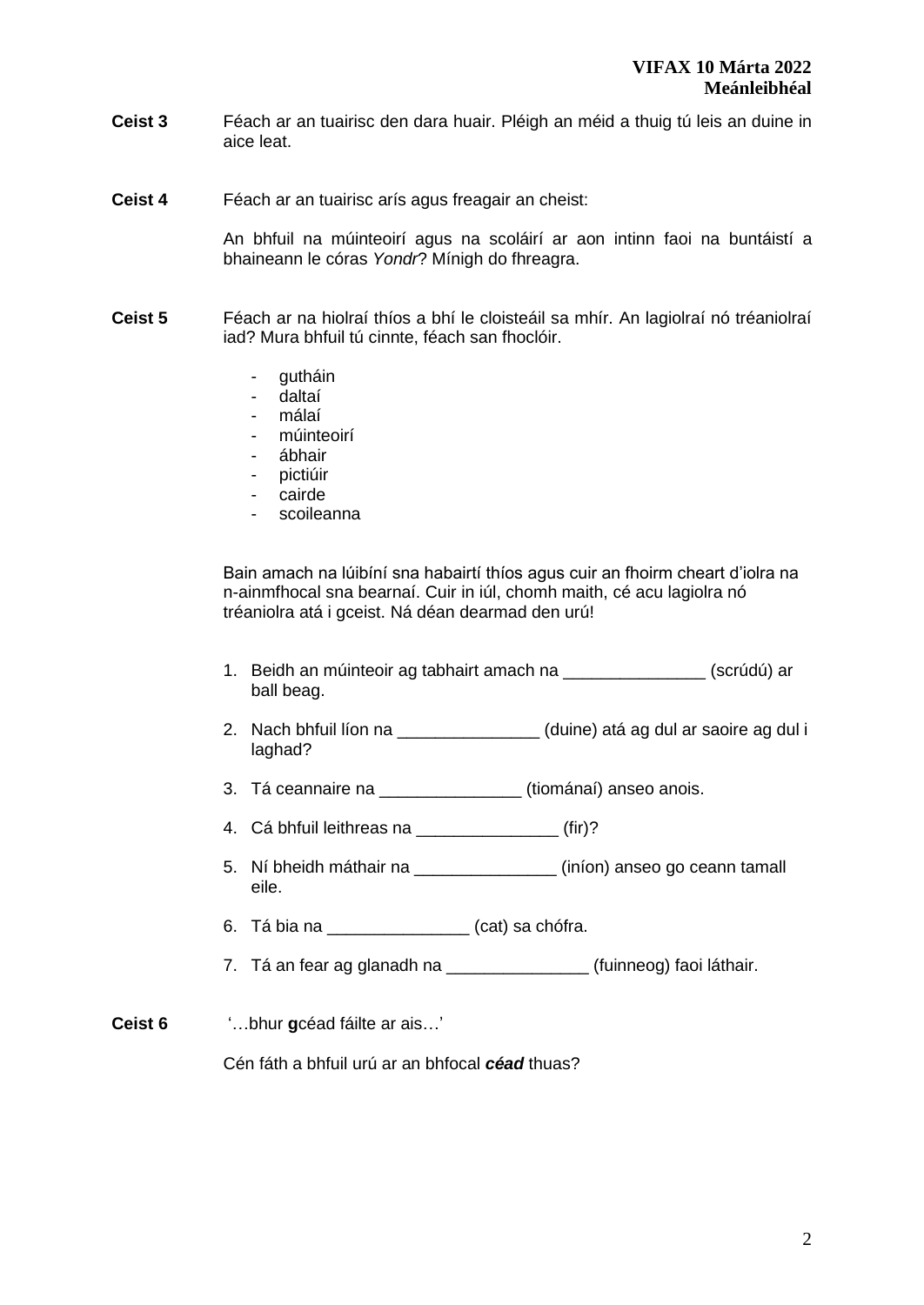**Ceist 3** Féach ar an tuairisc den dara huair. Pléigh an méid a thuig tú leis an duine in aice leat.

**Ceist 4** Féach ar an tuairisc arís agus freagair an cheist:

An bhfuil na múinteoirí agus na scoláirí ar aon intinn faoi na buntáistí a bhaineann le córas *Yondr*? Mínigh do fhreagra.

**Ceist 5** Féach ar na hiolraí thíos a bhí le cloisteáil sa mhír. An lagiolraí nó tréaniolraí iad? Mura bhfuil tú cinnte, féach san fhoclóir.

- gutháin
- daltaí
- málaí
- múinteoirí
- ábhair
- pictiúir
- cairde
- scoileanna

Bain amach na lúibíní sna habairtí thíos agus cuir an fhoirm cheart d'iolra na n-ainmfhocal sna bearnaí. Cuir in iúl, chomh maith, cé acu lagiolra nó tréaniolra atá i gceist. Ná déan dearmad den urú!

1. Beidh an múinteoir ag tabhairt amach na _______________ (scrúdú) ar ball beag.
2. Nach bhfuil líon na _______________ (duine) atá ag dul ar saoire ag dul i laghad?
3. Tá ceannaire na _______________ (tiománaí) anseo anois.
4. Cá bhfuil leithreas na _______________ (fir)?
5. Ní bheidh máthair na _______________ (iníon) anseo go ceann tamall eile.
6. Tá bia na _______________ (cat) sa chófra.
7. Tá an fear ag glanadh na _______________ (fuinneog) faoi láthair.

**Ceist 6** '…bhur **g**céad fáilte ar ais…'

Cén fáth a bhfuil urú ar an bhfocal ***céad*** thuas?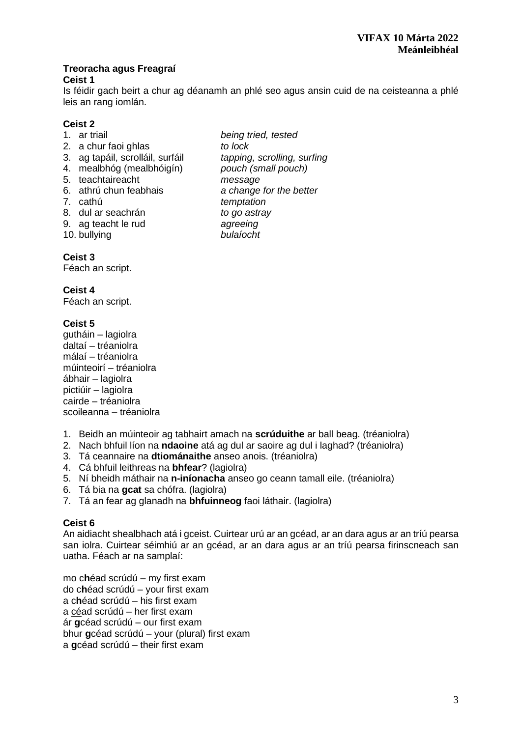**Treoracha agus Freagraí**

**Ceist 1**

Is féidir gach beirt a chur ag déanamh an phlé seo agus ansin cuid de na ceisteanna a phlé leis an rang iomlán.

**Ceist 2**

1. ar triail — *being tried, tested*
2. a chur faoi ghlas — *to lock*
3. ag tapáil, scrolláil, surfáil — *tapping, scrolling, surfing*
4. mealbhóg (mealbhóigín) — *pouch (small pouch)*
5. teachtaireacht — *message*
6. athrú chun feabhais — *a change for the better*
7. cathú — *temptation*
8. dul ar seachrán — *to go astray*
9. ag teacht le rud — *agreeing*
10. bullying — *bulaíocht*

**Ceist 3**

Féach an script.

**Ceist 4**

Féach an script.

**Ceist 5**

gutháin – lagiolra
daltaí – tréaniolra
málaí – tréaniolra
múinteoirí – tréaniolra
ábhair – lagiolra
pictiúir – lagiolra
cairde – tréaniolra
scoileanna – tréaniolra

1. Beidh an múinteoir ag tabhairt amach na **scrúduithe** ar ball beag. (tréaniolra)
2. Nach bhfuil líon na **ndaoine** atá ag dul ar saoire ag dul i laghad? (tréaniolra)
3. Tá ceannaire na **dtiománaithe** anseo anois. (tréaniolra)
4. Cá bhfuil leithreas na **bhfear**? (lagiolra)
5. Ní bheidh máthair na **n-iníonacha** anseo go ceann tamall eile. (tréaniolra)
6. Tá bia na **gcat** sa chófra. (lagiolra)
7. Tá an fear ag glanadh na **bhfuinneog** faoi láthair. (lagiolra)

**Ceist 6**

An aidiacht shealbhach atá i gceist. Cuirtear urú ar an gcéad, ar an dara agus ar an tríú pearsa san iolra. Cuirtear séimhiú ar an gcéad, ar an dara agus ar an tríú pearsa firinscneach san uatha. Féach ar na samplaí:

mo c**h**éad scrúdú – my first exam
do c**h**éad scrúdú – your first exam
a c**h**éad scrúdú – his first exam
a céad scrúdú – her first exam
ár **g**céad scrúdú – our first exam
bhur **g**céad scrúdú – your (plural) first exam
a **g**céad scrúdú – their first exam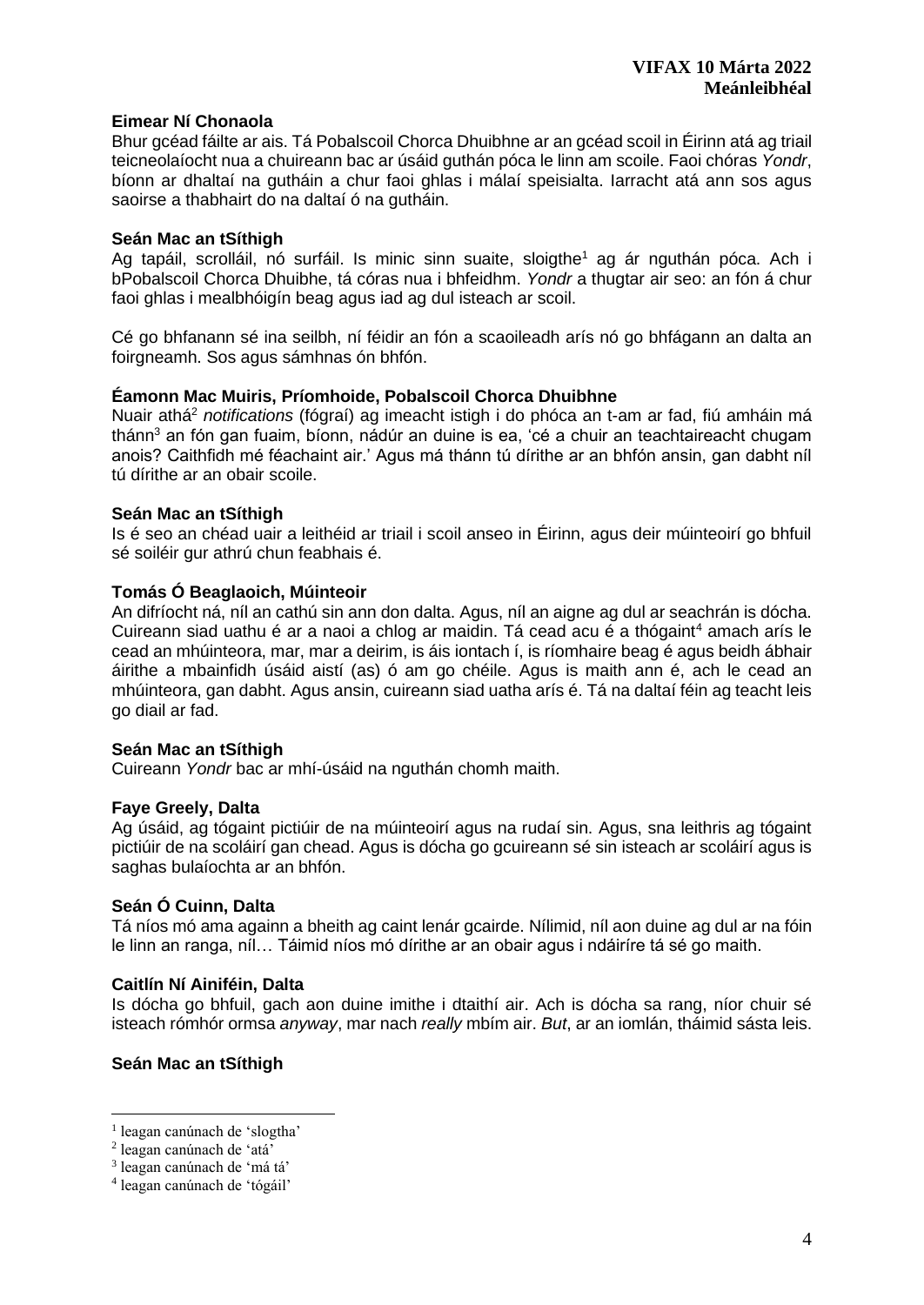**Eimear Ní Chonaola**
Bhur gcéad fáilte ar ais. Tá Pobalscoil Chorca Dhuibhne ar an gcéad scoil in Éirinn atá ag triail teicneolaíocht nua a chuireann bac ar úsáid guthán póca le linn am scoile. Faoi chóras *Yondr*, bíonn ar dhaltaí na gutháin a chur faoi ghlas i málaí speisialta. Iarracht atá ann sos agus saoirse a thabhairt do na daltaí ó na gutháin.

**Seán Mac an tSíthigh**
Ag tapáil, scrolláil, nó surfáil. Is minic sinn suaite, sloigthe[1] ag ár nguthán póca. Ach i bPobalscoil Chorca Dhuibhe, tá córas nua i bhfeidhm. *Yondr* a thugtar air seo: an fón á chur faoi ghlas i mealbhóigín beag agus iad ag dul isteach ar scoil.

Cé go bhfanann sé ina seilbh, ní féidir an fón a scaoileadh arís nó go bhfágann an dalta an foirgneamh. Sos agus sámhnas ón bhfón.

**Éamonn Mac Muiris, Príomhoide, Pobalscoil Chorca Dhuibhne**
Nuair athá[2] *notifications* (fógraí) ag imeacht istigh i do phóca an t-am ar fad, fiú amháin má thánn[3] an fón gan fuaim, bíonn, nádúr an duine is ea, 'cé a chuir an teachtaireacht chugam anois? Caithfidh mé féachaint air.' Agus má thánn tú dírithe ar an bhfón ansin, gan dabht níl tú dírithe ar an obair scoile.

**Seán Mac an tSíthigh**
Is é seo an chéad uair a leithéid ar triail i scoil anseo in Éirinn, agus deir múinteoirí go bhfuil sé soiléir gur athrú chun feabhais é.

**Tomás Ó Beaglaoich, Múinteoir**
An difríocht ná, níl an cathú sin ann don dalta. Agus, níl an aigne ag dul ar seachrán is dócha. Cuireann siad uathu é ar a naoi a chlog ar maidin. Tá cead acu é a thógaint[4] amach arís le cead an mhúinteora, mar, mar a deirim, is áis iontach í, is ríomhaire beag é agus beidh ábhair áirithe a mbainfidh úsáid aistí (as) ó am go chéile. Agus is maith ann é, ach le cead an mhúinteora, gan dabht. Agus ansin, cuireann siad uatha arís é. Tá na daltaí féin ag teacht leis go diail ar fad.

**Seán Mac an tSíthigh**
Cuireann *Yondr* bac ar mhí-úsáid na nguthán chomh maith.

**Faye Greely, Dalta**
Ag úsáid, ag tógaint pictiúir de na múinteoirí agus na rudaí sin. Agus, sna leithris ag tógaint pictiúir de na scoláirí gan chead. Agus is dócha go gcuireann sé sin isteach ar scoláirí agus is saghas bulaíochta ar an bhfón.

**Seán Ó Cuinn, Dalta**
Tá níos mó ama againn a bheith ag caint lenár gcairde. Nílimid, níl aon duine ag dul ar na fóin le linn an ranga, níl… Táimid níos mó dírithe ar an obair agus i ndáiríre tá sé go maith.

**Caitlín Ní Ainiféin, Dalta**
Is dócha go bhfuil, gach aon duine imithe i dtaithí air. Ach is dócha sa rang, níor chuir sé isteach rómhór ormsa *anyway*, mar nach *really* mbím air. *But*, ar an iomlán, tháimid sásta leis.

**Seán Mac an tSíthigh**

---

[1] leagan canúnach de 'slogtha'
[2] leagan canúnach de 'atá'
[3] leagan canúnach de 'má tá'
[4] leagan canúnach de 'tógáil'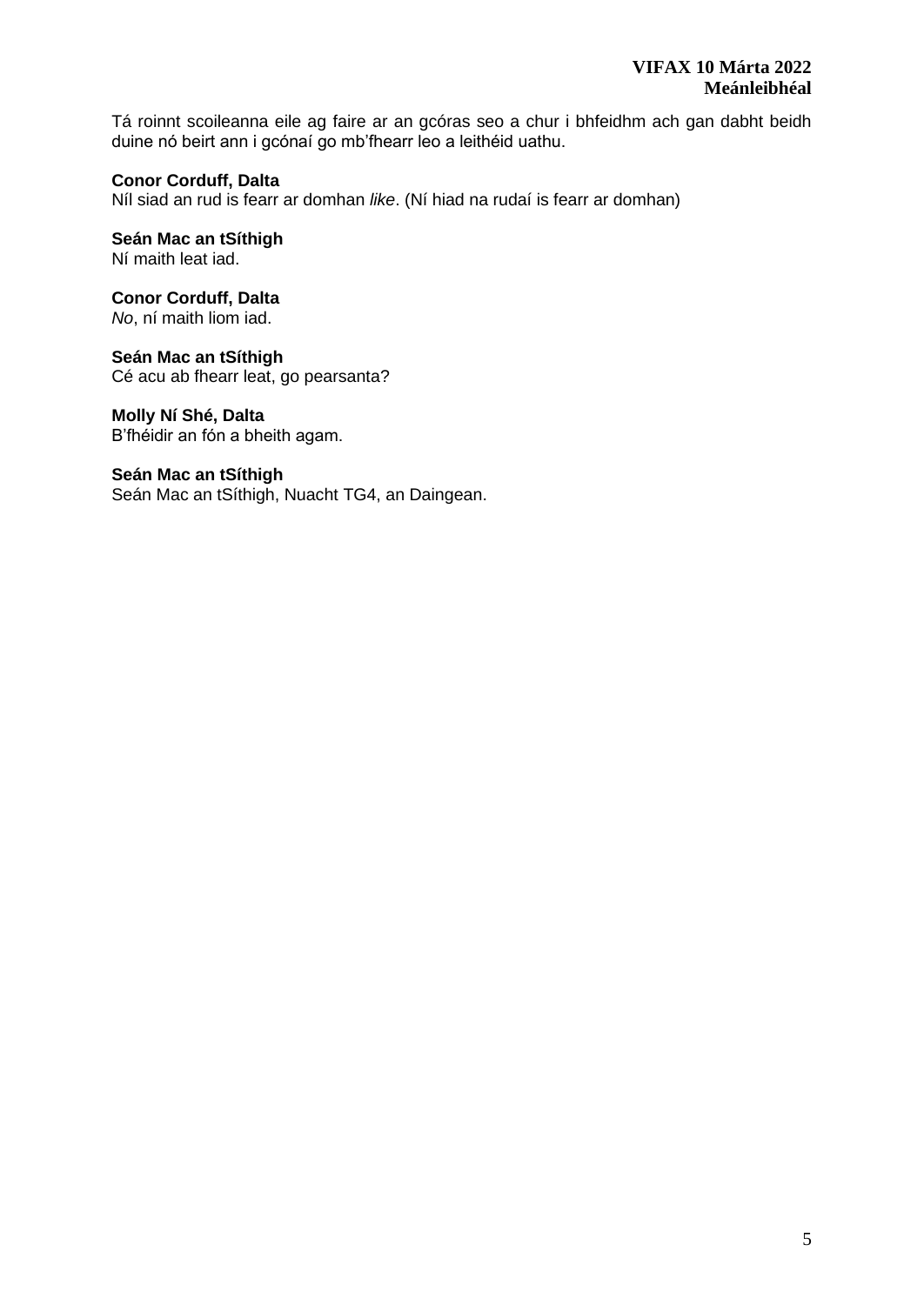Tá roinnt scoileanna eile ag faire ar an gcóras seo a chur i bhfeidhm ach gan dabht beidh duine nó beirt ann i gcónaí go mb'fhearr leo a leithéid uathu.

**Conor Corduff, Dalta**
Níl siad an rud is fearr ar domhan *like*. (Ní hiad na rudaí is fearr ar domhan)

**Seán Mac an tSíthigh**
Ní maith leat iad.

**Conor Corduff, Dalta**
*No*, ní maith liom iad.

**Seán Mac an tSíthigh**
Cé acu ab fhearr leat, go pearsanta?

**Molly Ní Shé, Dalta**
B'fhéidir an fón a bheith agam.

**Seán Mac an tSíthigh**
Seán Mac an tSíthigh, Nuacht TG4, an Daingean.